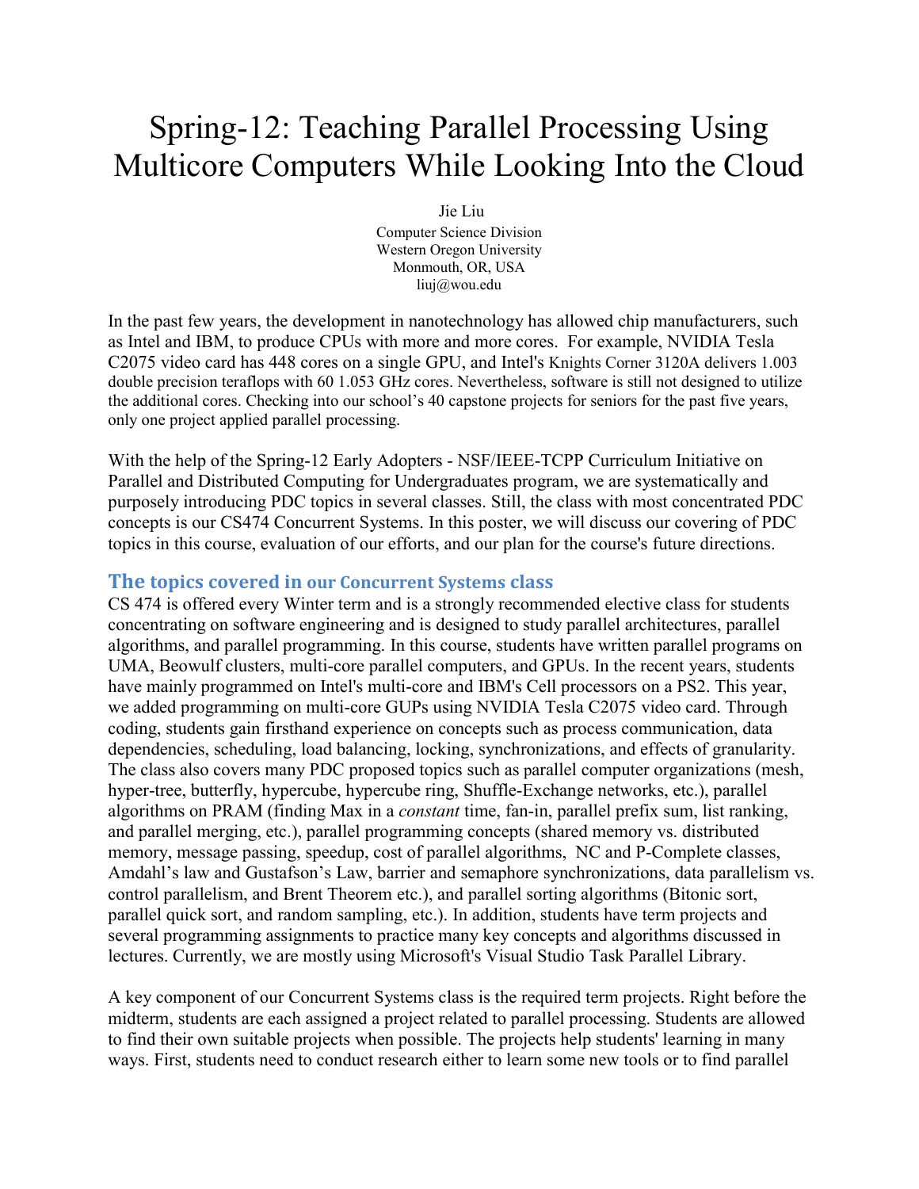# Spring-12: Teaching Parallel Processing Using Multicore Computers While Looking Into the Cloud

Jie Liu
Computer Science Division
Western Oregon University
Monmouth, OR, USA
liuj@wou.edu

In the past few years, the development in nanotechnology has allowed chip manufacturers, such as Intel and IBM, to produce CPUs with more and more cores. For example, NVIDIA Tesla C2075 video card has 448 cores on a single GPU, and Intel's Knights Corner 3120A delivers 1.003 double precision teraflops with 60 1.053 GHz cores. Nevertheless, software is still not designed to utilize the additional cores. Checking into our school's 40 capstone projects for seniors for the past five years, only one project applied parallel processing.

With the help of the Spring-12 Early Adopters - NSF/IEEE-TCPP Curriculum Initiative on Parallel and Distributed Computing for Undergraduates program, we are systematically and purposely introducing PDC topics in several classes. Still, the class with most concentrated PDC concepts is our CS474 Concurrent Systems. In this poster, we will discuss our covering of PDC topics in this course, evaluation of our efforts, and our plan for the course's future directions.

## The topics covered in our Concurrent Systems class

CS 474 is offered every Winter term and is a strongly recommended elective class for students concentrating on software engineering and is designed to study parallel architectures, parallel algorithms, and parallel programming. In this course, students have written parallel programs on UMA, Beowulf clusters, multi-core parallel computers, and GPUs. In the recent years, students have mainly programmed on Intel's multi-core and IBM's Cell processors on a PS2. This year, we added programming on multi-core GUPs using NVIDIA Tesla C2075 video card. Through coding, students gain firsthand experience on concepts such as process communication, data dependencies, scheduling, load balancing, locking, synchronizations, and effects of granularity. The class also covers many PDC proposed topics such as parallel computer organizations (mesh, hyper-tree, butterfly, hypercube, hypercube ring, Shuffle-Exchange networks, etc.), parallel algorithms on PRAM (finding Max in a *constant* time, fan-in, parallel prefix sum, list ranking, and parallel merging, etc.), parallel programming concepts (shared memory vs. distributed memory, message passing, speedup, cost of parallel algorithms, NC and P-Complete classes, Amdahl's law and Gustafson's Law, barrier and semaphore synchronizations, data parallelism vs. control parallelism, and Brent Theorem etc.), and parallel sorting algorithms (Bitonic sort, parallel quick sort, and random sampling, etc.). In addition, students have term projects and several programming assignments to practice many key concepts and algorithms discussed in lectures. Currently, we are mostly using Microsoft's Visual Studio Task Parallel Library.

A key component of our Concurrent Systems class is the required term projects. Right before the midterm, students are each assigned a project related to parallel processing. Students are allowed to find their own suitable projects when possible. The projects help students' learning in many ways. First, students need to conduct research either to learn some new tools or to find parallel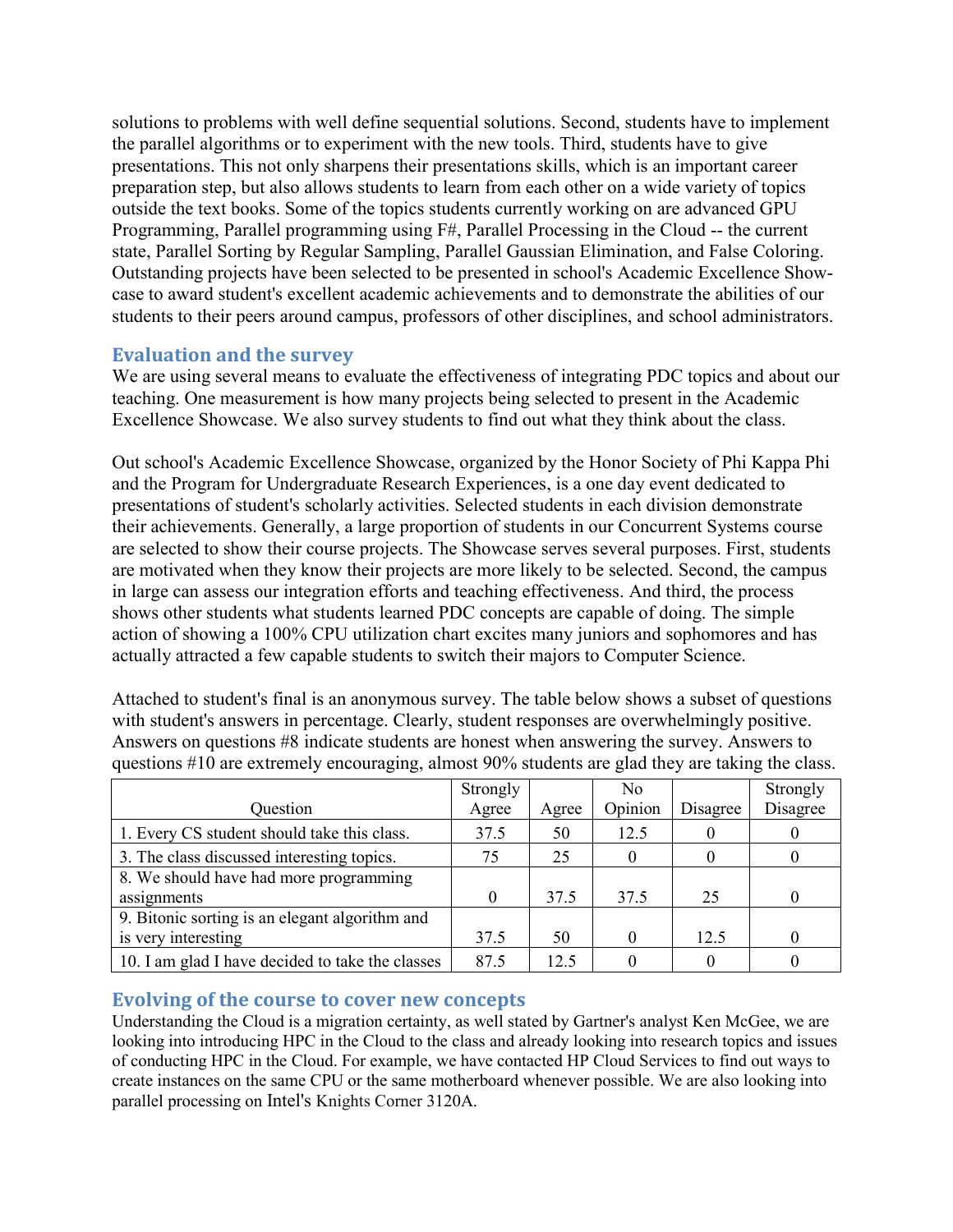solutions to problems with well define sequential solutions. Second, students have to implement the parallel algorithms or to experiment with the new tools. Third, students have to give presentations. This not only sharpens their presentations skills, which is an important career preparation step, but also allows students to learn from each other on a wide variety of topics outside the text books. Some of the topics students currently working on are advanced GPU Programming, Parallel programming using F#, Parallel Processing in the Cloud -- the current state, Parallel Sorting by Regular Sampling, Parallel Gaussian Elimination, and False Coloring. Outstanding projects have been selected to be presented in school's Academic Excellence Show-case to award student's excellent academic achievements and to demonstrate the abilities of our students to their peers around campus, professors of other disciplines, and school administrators.

## Evaluation and the survey

We are using several means to evaluate the effectiveness of integrating PDC topics and about our teaching. One measurement is how many projects being selected to present in the Academic Excellence Showcase. We also survey students to find out what they think about the class.

Out school's Academic Excellence Showcase, organized by the Honor Society of Phi Kappa Phi and the Program for Undergraduate Research Experiences, is a one day event dedicated to presentations of student's scholarly activities. Selected students in each division demonstrate their achievements. Generally, a large proportion of students in our Concurrent Systems course are selected to show their course projects. The Showcase serves several purposes. First, students are motivated when they know their projects are more likely to be selected. Second, the campus in large can assess our integration efforts and teaching effectiveness. And third, the process shows other students what students learned PDC concepts are capable of doing. The simple action of showing a 100% CPU utilization chart excites many juniors and sophomores and has actually attracted a few capable students to switch their majors to Computer Science.

Attached to student's final is an anonymous survey. The table below shows a subset of questions with student's answers in percentage. Clearly, student responses are overwhelmingly positive. Answers on questions #8 indicate students are honest when answering the survey. Answers to questions #10 are extremely encouraging, almost 90% students are glad they are taking the class.

| Question | Strongly Agree | Agree | No Opinion | Disagree | Strongly Disagree |
|---|---|---|---|---|---|
| 1. Every CS student should take this class. | 37.5 | 50 | 12.5 | 0 | 0 |
| 3. The class discussed interesting topics. | 75 | 25 | 0 | 0 | 0 |
| 8. We should have had more programming assignments | 0 | 37.5 | 37.5 | 25 | 0 |
| 9. Bitonic sorting is an elegant algorithm and is very interesting | 37.5 | 50 | 0 | 12.5 | 0 |
| 10. I am glad I have decided to take the classes | 87.5 | 12.5 | 0 | 0 | 0 |

## Evolving of the course to cover new concepts

Understanding the Cloud is a migration certainty, as well stated by Gartner's analyst Ken McGee, we are looking into introducing HPC in the Cloud to the class and already looking into research topics and issues of conducting HPC in the Cloud. For example, we have contacted HP Cloud Services to find out ways to create instances on the same CPU or the same motherboard whenever possible. We are also looking into parallel processing on Intel's Knights Corner 3120A.